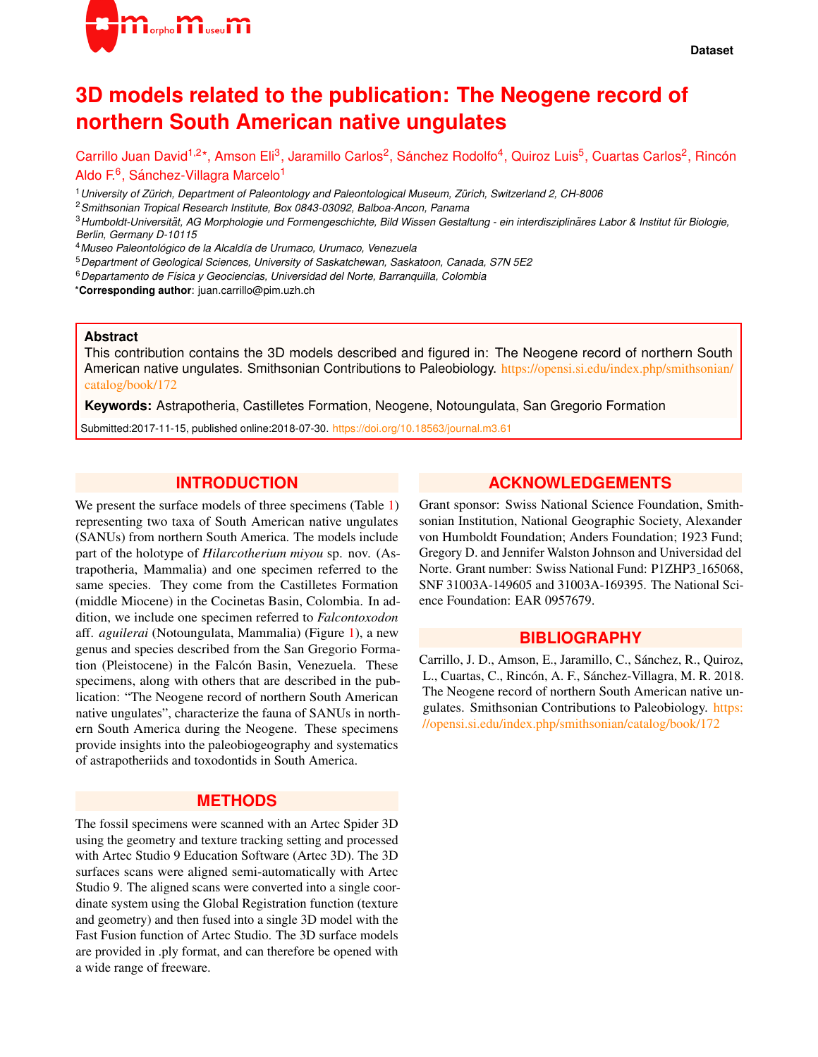Dataset

# 3D models related to the publication: The Neogene record of northern South American native ungulates

Carrillo Juan David[1,2]*, Amson Eli[3], Jaramillo Carlos[2], Sánchez Rodolfo[4], Quiroz Luis[5], Cuartas Carlos[2], Rincón Aldo F.[6], Sánchez-Villagra Marcelo[1]

[1] *University of Zürich, Department of Paleontology and Paleontological Museum, Zürich, Switzerland 2, CH-8006*
[2] *Smithsonian Tropical Research Institute, Box 0843-03092, Balboa-Ancon, Panama*
[3] *Humboldt-Universität, AG Morphologie und Formengeschichte, Bild Wissen Gestaltung - ein interdisziplinäres Labor & Institut für Biologie, Berlin, Germany D-10115*
[4] *Museo Paleontológico de la Alcaldía de Urumaco, Urumaco, Venezuela*
[5] *Department of Geological Sciences, University of Saskatchewan, Saskatoon, Canada, S7N 5E2*
[6] *Departamento de Física y Geociencias, Universidad del Norte, Barranquilla, Colombia*
***Corresponding author**: juan.carrillo@pim.uzh.ch

**Abstract**
This contribution contains the 3D models described and figured in: The Neogene record of northern South American native ungulates. Smithsonian Contributions to Paleobiology. https://opensi.si.edu/index.php/smithsonian/catalog/book/172

**Keywords:** Astrapotheria, Castilletes Formation, Neogene, Notoungulata, San Gregorio Formation

Submitted:2017-11-15, published online:2018-07-30. https://doi.org/10.18563/journal.m3.61

## INTRODUCTION

We present the surface models of three specimens (Table 1) representing two taxa of South American native ungulates (SANUs) from northern South America. The models include part of the holotype of *Hilarcotherium miyou* sp. nov. (Astrapotheria, Mammalia) and one specimen referred to the same species. They come from the Castilletes Formation (middle Miocene) in the Cocinetas Basin, Colombia. In addition, we include one specimen referred to *Falcontoxodon* aff. *aguilerai* (Notoungulata, Mammalia) (Figure 1), a new genus and species described from the San Gregorio Formation (Pleistocene) in the Falcón Basin, Venezuela. These specimens, along with others that are described in the publication: "The Neogene record of northern South American native ungulates", characterize the fauna of SANUs in northern South America during the Neogene. These specimens provide insights into the paleobiogeography and systematics of astrapotheriids and toxodontids in South America.

## METHODS

The fossil specimens were scanned with an Artec Spider 3D using the geometry and texture tracking setting and processed with Artec Studio 9 Education Software (Artec 3D). The 3D surfaces scans were aligned semi-automatically with Artec Studio 9. The aligned scans were converted into a single coordinate system using the Global Registration function (texture and geometry) and then fused into a single 3D model with the Fast Fusion function of Artec Studio. The 3D surface models are provided in .ply format, and can therefore be opened with a wide range of freeware.

## ACKNOWLEDGEMENTS

Grant sponsor: Swiss National Science Foundation, Smithsonian Institution, National Geographic Society, Alexander von Humboldt Foundation; Anders Foundation; 1923 Fund; Gregory D. and Jennifer Walston Johnson and Universidad del Norte. Grant number: Swiss National Fund: P1ZHP3_165068, SNF 31003A-149605 and 31003A-169395. The National Science Foundation: EAR 0957679.

## BIBLIOGRAPHY

Carrillo, J. D., Amson, E., Jaramillo, C., Sánchez, R., Quiroz, L., Cuartas, C., Rincón, A. F., Sánchez-Villagra, M. R. 2018. The Neogene record of northern South American native ungulates. Smithsonian Contributions to Paleobiology. https://opensi.si.edu/index.php/smithsonian/catalog/book/172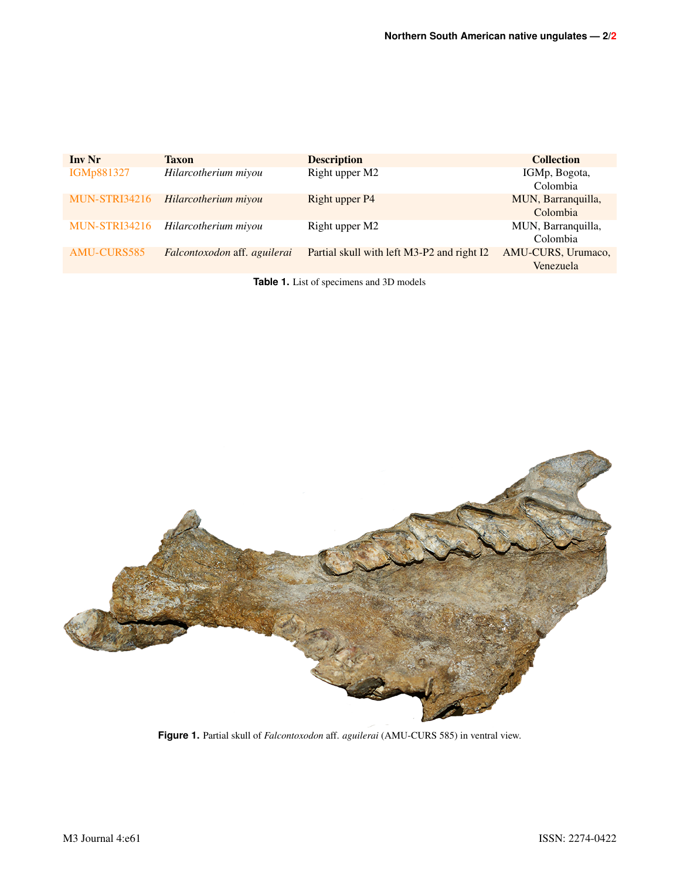| Inv Nr | Taxon | Description | Collection |
|---|---|---|---|
| IGMp881327 | *Hilarcotherium miyou* | Right upper M2 | IGMp, Bogota, Colombia |
| MUN-STRI34216 | *Hilarcotherium miyou* | Right upper P4 | MUN, Barranquilla, Colombia |
| MUN-STRI34216 | *Hilarcotherium miyou* | Right upper M2 | MUN, Barranquilla, Colombia |
| AMU-CURS585 | *Falcontoxodon* aff. *aguilerai* | Partial skull with left M3-P2 and right I2 | AMU-CURS, Urumaco, Venezuela |

**Table 1.** List of specimens and 3D models

**Figure 1.** Partial skull of *Falcontoxodon* aff. *aguilerai* (AMU-CURS 585) in ventral view.